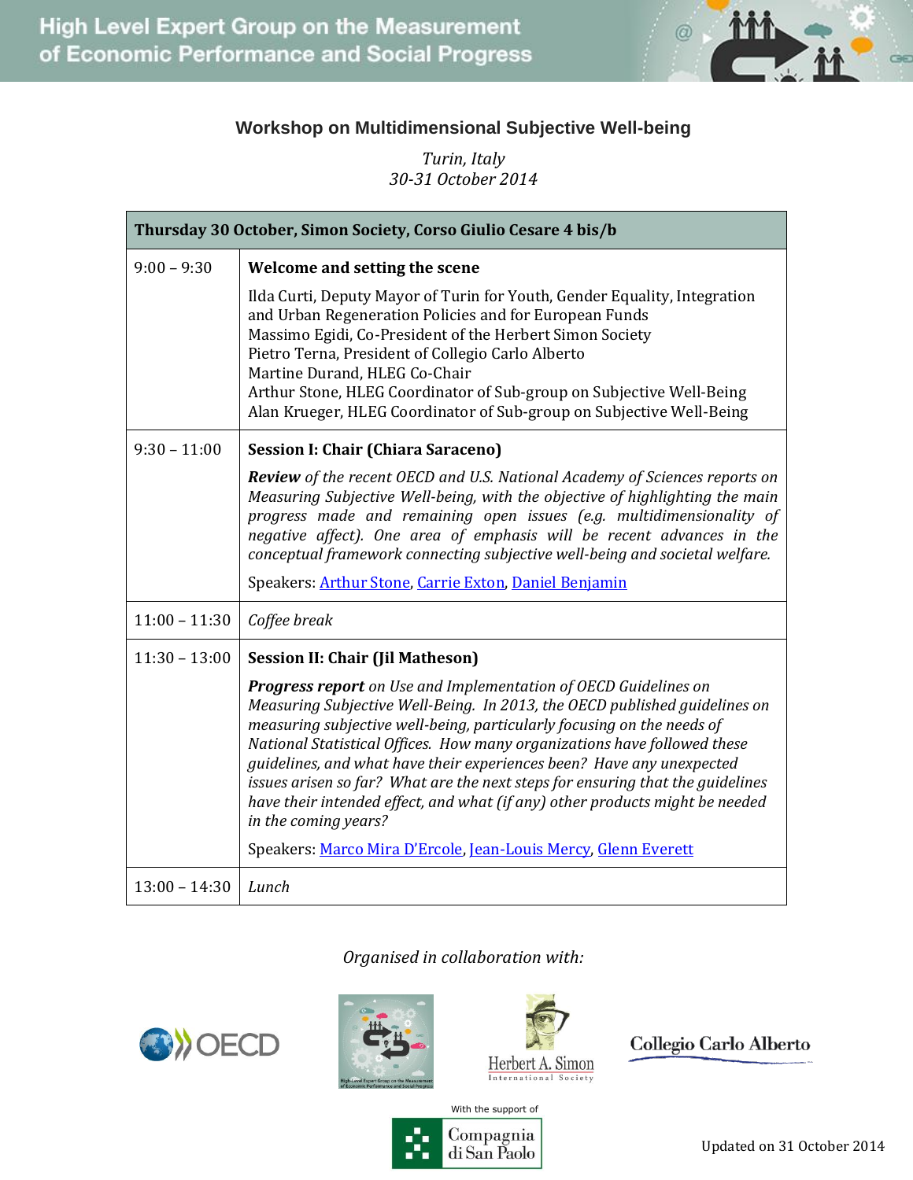High Level Expert Group on the Measurement of Economic Performance and Social Progress

## Workshop on Multidimensional Subjective Well-being

*Turin, Italy*
*30-31 October 2014*

| **Thursday 30 October, Simon Society, Corso Giulio Cesare 4 bis/b** | |
|---|---|
| 9:00 – 9:30 | **Welcome and setting the scene**<br>Ilda Curti, Deputy Mayor of Turin for Youth, Gender Equality, Integration and Urban Regeneration Policies and for European Funds<br>Massimo Egidi, Co-President of the Herbert Simon Society<br>Pietro Terna, President of Collegio Carlo Alberto<br>Martine Durand, HLEG Co-Chair<br>Arthur Stone, HLEG Coordinator of Sub-group on Subjective Well-Being<br>Alan Krueger, HLEG Coordinator of Sub-group on Subjective Well-Being |
| 9:30 – 11:00 | **Session I: Chair (Chiara Saraceno)**<br>***Review*** *of the recent OECD and U.S. National Academy of Sciences reports on Measuring Subjective Well-being, with the objective of highlighting the main progress made and remaining open issues (e.g. multidimensionality of negative affect). One area of emphasis will be recent advances in the conceptual framework connecting subjective well-being and societal welfare.*<br>Speakers: Arthur Stone, Carrie Exton, Daniel Benjamin |
| 11:00 – 11:30 | *Coffee break* |
| 11:30 – 13:00 | **Session II: Chair (Jil Matheson)**<br>***Progress report*** *on Use and Implementation of OECD Guidelines on Measuring Subjective Well-Being. In 2013, the OECD published guidelines on measuring subjective well-being, particularly focusing on the needs of National Statistical Offices. How many organizations have followed these guidelines, and what have their experiences been? Have any unexpected issues arisen so far? What are the next steps for ensuring that the guidelines have their intended effect, and what (if any) other products might be needed in the coming years?*<br>Speakers: Marco Mira D'Ercole, Jean-Louis Mercy, Glenn Everett |
| 13:00 – 14:30 | *Lunch* |

*Organised in collaboration with:*

OECD | Herbert A. Simon International Society | Collegio Carlo Alberto

With the support of Compagnia di San Paolo

Updated on 31 October 2014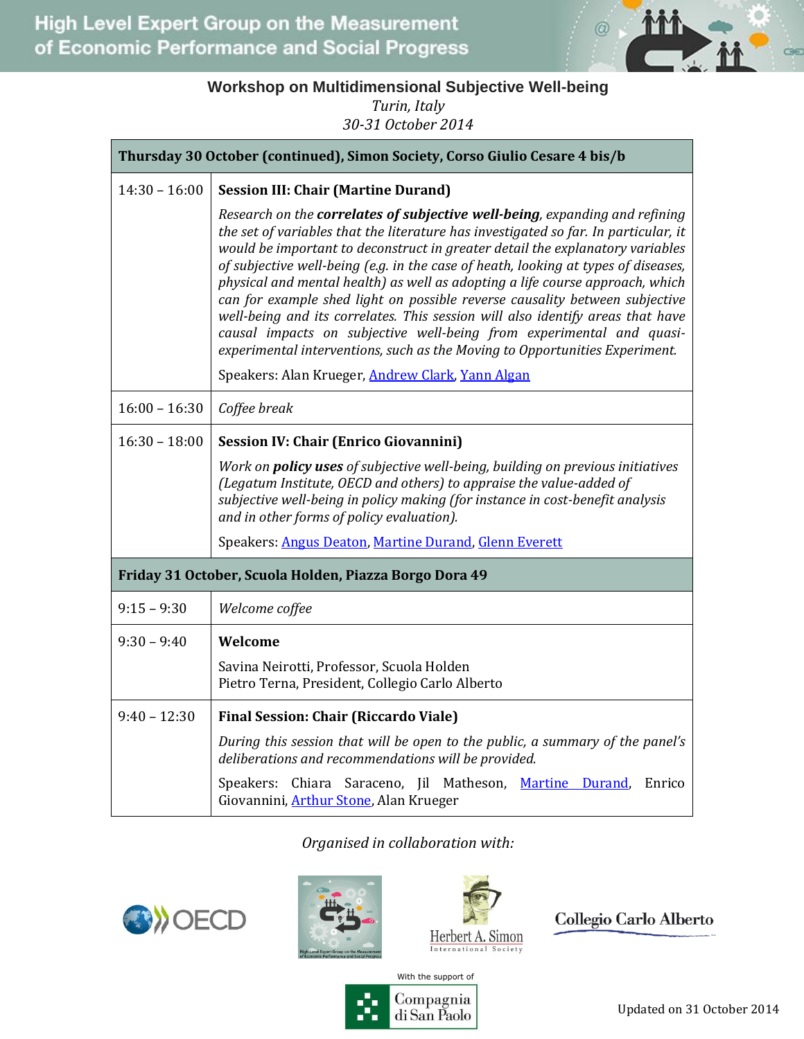High Level Expert Group on the Measurement of Economic Performance and Social Progress

### Workshop on Multidimensional Subjective Well-being

*Turin, Italy*
*30-31 October 2014*

| **Thursday 30 October (continued), Simon Society, Corso Giulio Cesare 4 bis/b** | |
|---|---|
| 14:30 – 16:00 | **Session III: Chair (Martine Durand)**<br>*Research on the **correlates of subjective well-being**, expanding and refining the set of variables that the literature has investigated so far. In particular, it would be important to deconstruct in greater detail the explanatory variables of subjective well-being (e.g. in the case of heath, looking at types of diseases, physical and mental health) as well as adopting a life course approach, which can for example shed light on possible reverse causality between subjective well-being and its correlates. This session will also identify areas that have causal impacts on subjective well-being from experimental and quasi-experimental interventions, such as the Moving to Opportunities Experiment.*<br>Speakers: Alan Krueger, Andrew Clark, Yann Algan |
| 16:00 – 16:30 | *Coffee break* |
| 16:30 – 18:00 | **Session IV: Chair (Enrico Giovannini)**<br>*Work on **policy uses** of subjective well-being, building on previous initiatives (Legatum Institute, OECD and others) to appraise the value-added of subjective well-being in policy making (for instance in cost-benefit analysis and in other forms of policy evaluation).*<br>Speakers: Angus Deaton, Martine Durand, Glenn Everett |
| **Friday 31 October, Scuola Holden, Piazza Borgo Dora 49** | |
| 9:15 – 9:30 | *Welcome coffee* |
| 9:30 – 9:40 | **Welcome**<br>Savina Neirotti, Professor, Scuola Holden<br>Pietro Terna, President, Collegio Carlo Alberto |
| 9:40 – 12:30 | **Final Session: Chair (Riccardo Viale)**<br>*During this session that will be open to the public, a summary of the panel's deliberations and recommendations will be provided.*<br>Speakers: Chiara Saraceno, Jil Matheson, Martine Durand, Enrico Giovannini, Arthur Stone, Alan Krueger |

*Organised in collaboration with:*

OECD

High-Level Expert Group on the Measurement of Economic Performance and Social Progress

Herbert A. Simon International Society

Collegio Carlo Alberto

With the support of

Compagnia di San Paolo

Updated on 31 October 2014